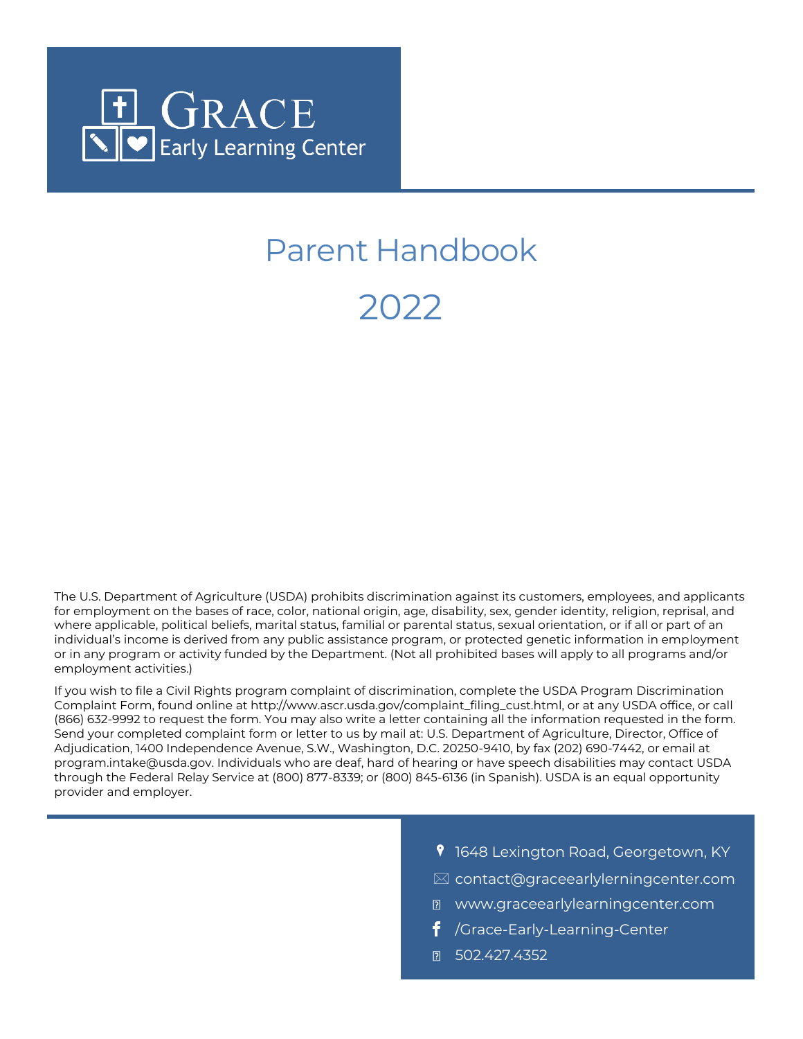# GRACE
## Early Learning Center

# Parent Handbook

# 2022

The U.S. Department of Agriculture (USDA) prohibits discrimination against its customers, employees, and applicants for employment on the bases of race, color, national origin, age, disability, sex, gender identity, religion, reprisal, and where applicable, political beliefs, marital status, familial or parental status, sexual orientation, or if all or part of an individual's income is derived from any public assistance program, or protected genetic information in employment or in any program or activity funded by the Department. (Not all prohibited bases will apply to all programs and/or employment activities.)

If you wish to file a Civil Rights program complaint of discrimination, complete the USDA Program Discrimination Complaint Form, found online at http://www.ascr.usda.gov/complaint_filing_cust.html, or at any USDA office, or call (866) 632-9992 to request the form. You may also write a letter containing all the information requested in the form. Send your completed complaint form or letter to us by mail at: U.S. Department of Agriculture, Director, Office of Adjudication, 1400 Independence Avenue, S.W., Washington, D.C. 20250-9410, by fax (202) 690-7442, or email at program.intake@usda.gov. Individuals who are deaf, hard of hearing or have speech disabilities may contact USDA through the Federal Relay Service at (800) 877-8339; or (800) 845-6136 (in Spanish). USDA is an equal opportunity provider and employer.

- 1648 Lexington Road, Georgetown, KY
- contact@graceearlylerningcenter.com
- www.graceearlylearningcenter.com
- /Grace-Early-Learning-Center
- 502.427.4352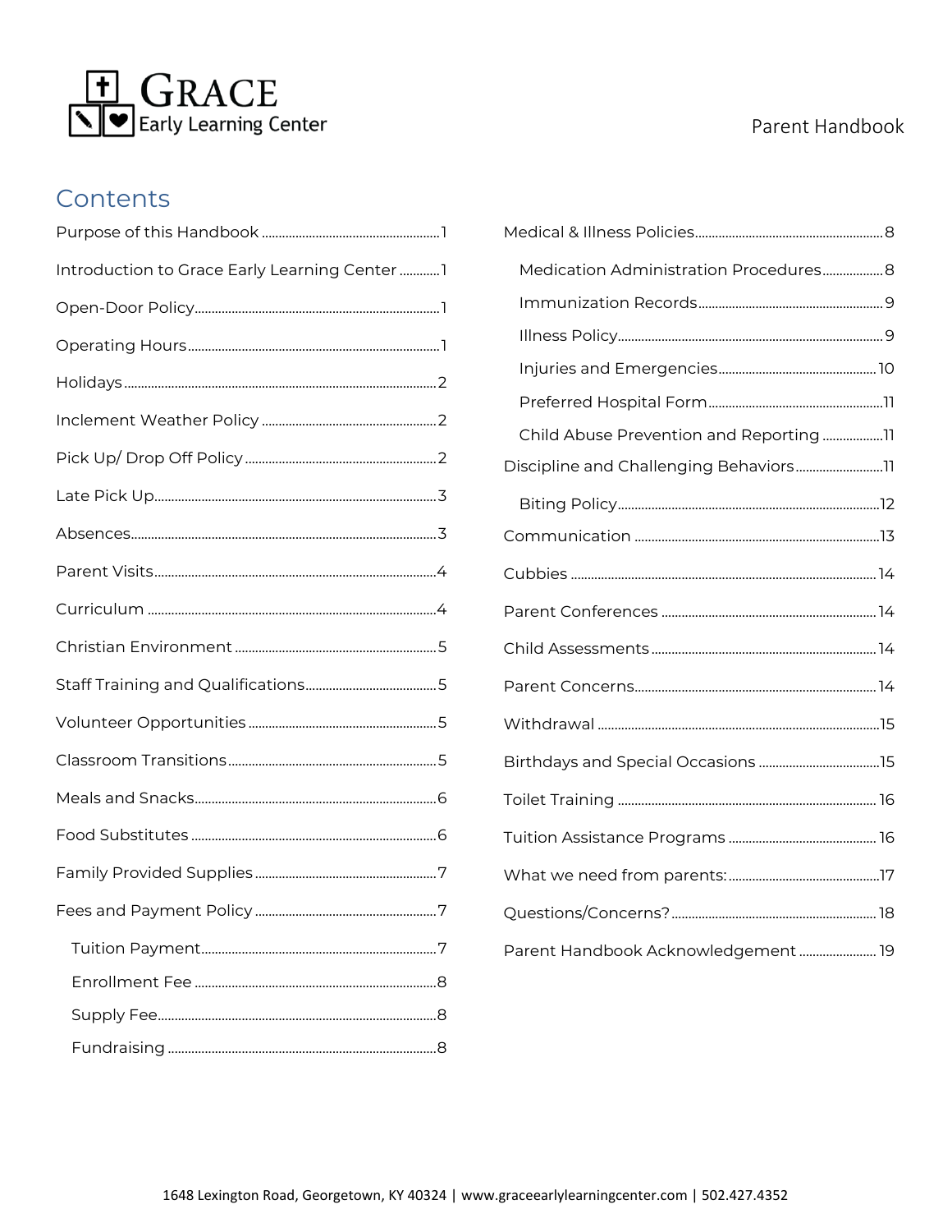## Contents

- Purpose of this Handbook ..... 1
- Introduction to Grace Early Learning Center ..... 1
- Open-Door Policy ..... 1
- Operating Hours ..... 1
- Holidays ..... 2
- Inclement Weather Policy ..... 2
- Pick Up/ Drop Off Policy ..... 2
- Late Pick Up ..... 3
- Absences ..... 3
- Parent Visits ..... 4
- Curriculum ..... 4
- Christian Environment ..... 5
- Staff Training and Qualifications ..... 5
- Volunteer Opportunities ..... 5
- Classroom Transitions ..... 5
- Meals and Snacks ..... 6
- Food Substitutes ..... 6
- Family Provided Supplies ..... 7
- Fees and Payment Policy ..... 7
  - Tuition Payment ..... 7
  - Enrollment Fee ..... 8
  - Supply Fee ..... 8
  - Fundraising ..... 8
- Medical & Illness Policies ..... 8
  - Medication Administration Procedures ..... 8
  - Immunization Records ..... 9
  - Illness Policy ..... 9
  - Injuries and Emergencies ..... 10
  - Preferred Hospital Form ..... 11
  - Child Abuse Prevention and Reporting ..... 11
- Discipline and Challenging Behaviors ..... 11
  - Biting Policy ..... 12
- Communication ..... 13
- Cubbies ..... 14
- Parent Conferences ..... 14
- Child Assessments ..... 14
- Parent Concerns ..... 14
- Withdrawal ..... 15
- Birthdays and Special Occasions ..... 15
- Toilet Training ..... 16
- Tuition Assistance Programs ..... 16
- What we need from parents: ..... 17
- Questions/Concerns? ..... 18
- Parent Handbook Acknowledgement ..... 19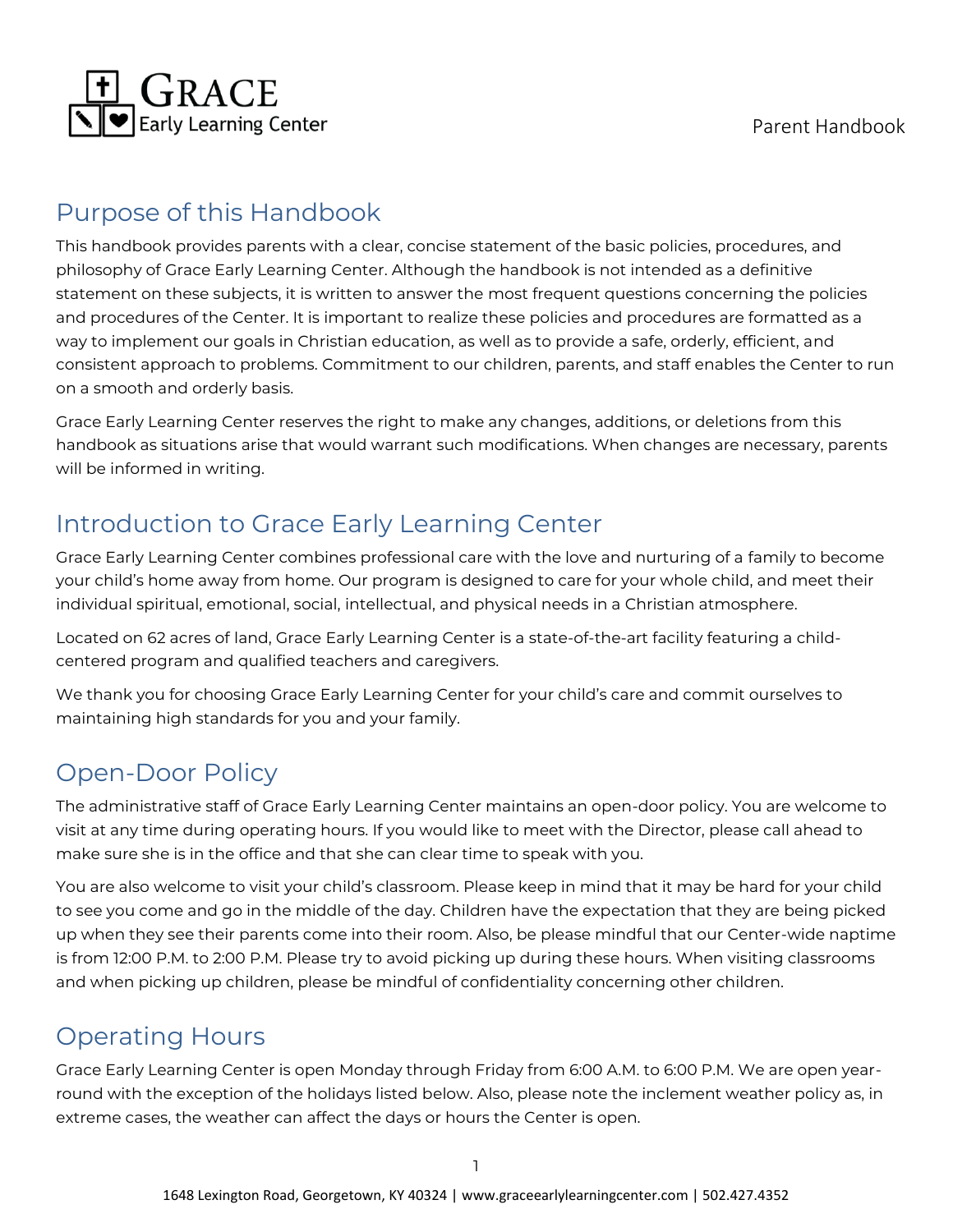## Purpose of this Handbook

This handbook provides parents with a clear, concise statement of the basic policies, procedures, and philosophy of Grace Early Learning Center. Although the handbook is not intended as a definitive statement on these subjects, it is written to answer the most frequent questions concerning the policies and procedures of the Center. It is important to realize these policies and procedures are formatted as a way to implement our goals in Christian education, as well as to provide a safe, orderly, efficient, and consistent approach to problems. Commitment to our children, parents, and staff enables the Center to run on a smooth and orderly basis.

Grace Early Learning Center reserves the right to make any changes, additions, or deletions from this handbook as situations arise that would warrant such modifications. When changes are necessary, parents will be informed in writing.

## Introduction to Grace Early Learning Center

Grace Early Learning Center combines professional care with the love and nurturing of a family to become your child's home away from home. Our program is designed to care for your whole child, and meet their individual spiritual, emotional, social, intellectual, and physical needs in a Christian atmosphere.

Located on 62 acres of land, Grace Early Learning Center is a state-of-the-art facility featuring a child-centered program and qualified teachers and caregivers.

We thank you for choosing Grace Early Learning Center for your child's care and commit ourselves to maintaining high standards for you and your family.

## Open-Door Policy

The administrative staff of Grace Early Learning Center maintains an open-door policy. You are welcome to visit at any time during operating hours. If you would like to meet with the Director, please call ahead to make sure she is in the office and that she can clear time to speak with you.

You are also welcome to visit your child's classroom. Please keep in mind that it may be hard for your child to see you come and go in the middle of the day. Children have the expectation that they are being picked up when they see their parents come into their room. Also, be please mindful that our Center-wide naptime is from 12:00 P.M. to 2:00 P.M. Please try to avoid picking up during these hours. When visiting classrooms and when picking up children, please be mindful of confidentiality concerning other children.

## Operating Hours

Grace Early Learning Center is open Monday through Friday from 6:00 A.M. to 6:00 P.M. We are open year-round with the exception of the holidays listed below. Also, please note the inclement weather policy as, in extreme cases, the weather can affect the days or hours the Center is open.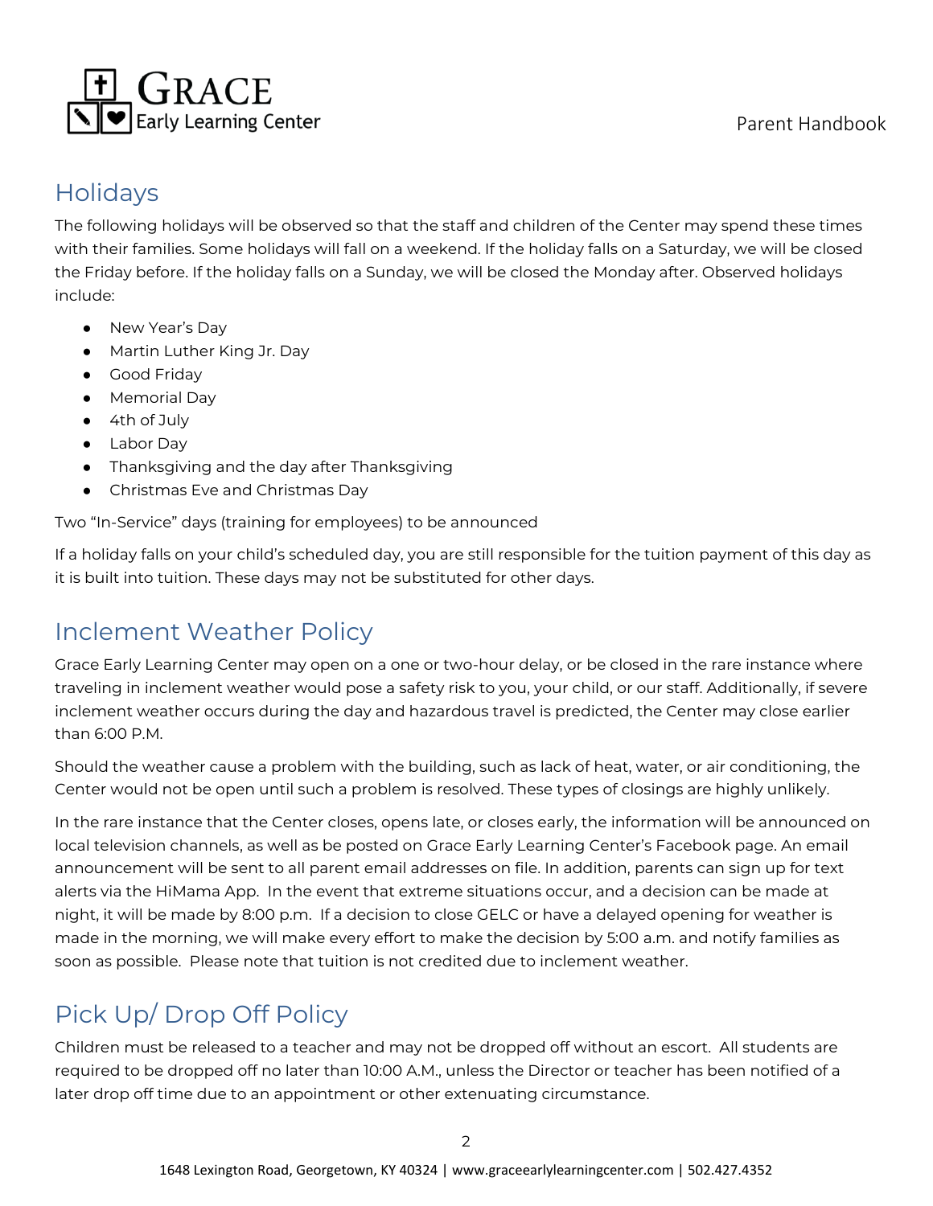## Holidays

The following holidays will be observed so that the staff and children of the Center may spend these times with their families. Some holidays will fall on a weekend. If the holiday falls on a Saturday, we will be closed the Friday before. If the holiday falls on a Sunday, we will be closed the Monday after. Observed holidays include:

- New Year's Day
- Martin Luther King Jr. Day
- Good Friday
- Memorial Day
- 4th of July
- Labor Day
- Thanksgiving and the day after Thanksgiving
- Christmas Eve and Christmas Day

Two "In-Service" days (training for employees) to be announced

If a holiday falls on your child's scheduled day, you are still responsible for the tuition payment of this day as it is built into tuition. These days may not be substituted for other days.

## Inclement Weather Policy

Grace Early Learning Center may open on a one or two-hour delay, or be closed in the rare instance where traveling in inclement weather would pose a safety risk to you, your child, or our staff. Additionally, if severe inclement weather occurs during the day and hazardous travel is predicted, the Center may close earlier than 6:00 P.M.

Should the weather cause a problem with the building, such as lack of heat, water, or air conditioning, the Center would not be open until such a problem is resolved. These types of closings are highly unlikely.

In the rare instance that the Center closes, opens late, or closes early, the information will be announced on local television channels, as well as be posted on Grace Early Learning Center's Facebook page. An email announcement will be sent to all parent email addresses on file. In addition, parents can sign up for text alerts via the HiMama App. In the event that extreme situations occur, and a decision can be made at night, it will be made by 8:00 p.m. If a decision to close GELC or have a delayed opening for weather is made in the morning, we will make every effort to make the decision by 5:00 a.m. and notify families as soon as possible. Please note that tuition is not credited due to inclement weather.

## Pick Up/ Drop Off Policy

Children must be released to a teacher and may not be dropped off without an escort. All students are required to be dropped off no later than 10:00 A.M., unless the Director or teacher has been notified of a later drop off time due to an appointment or other extenuating circumstance.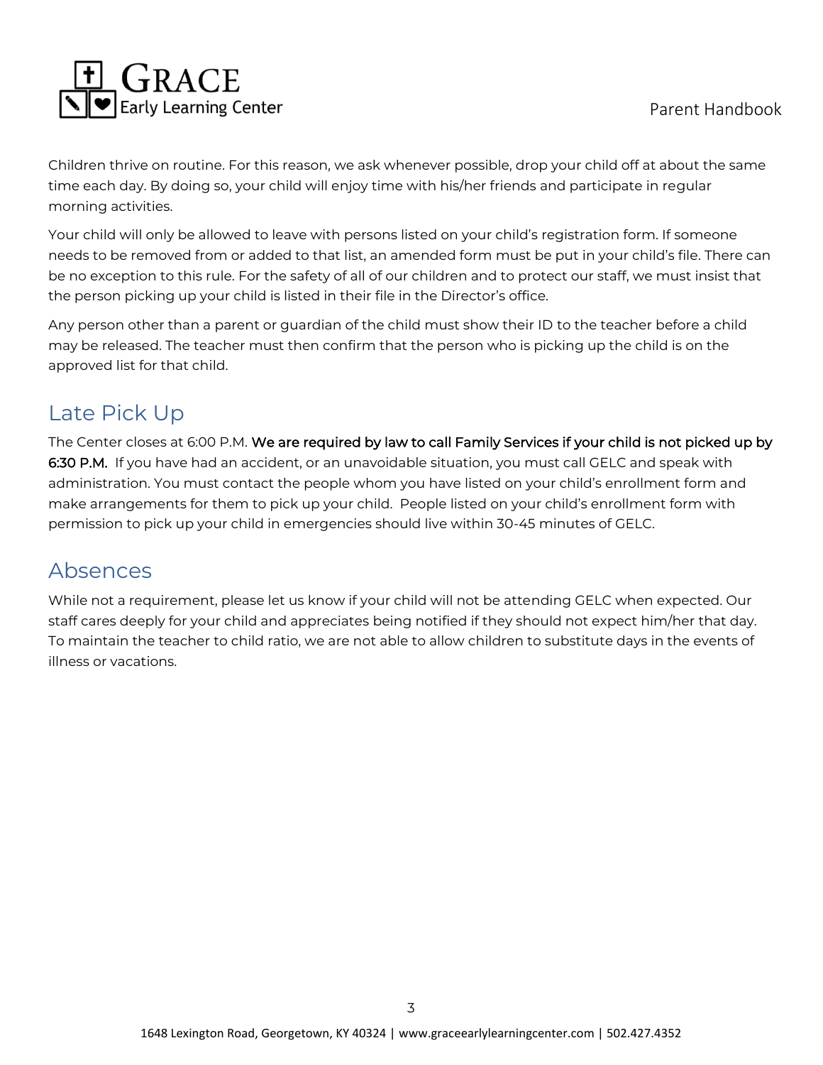Children thrive on routine. For this reason, we ask whenever possible, drop your child off at about the same time each day. By doing so, your child will enjoy time with his/her friends and participate in regular morning activities.

Your child will only be allowed to leave with persons listed on your child's registration form. If someone needs to be removed from or added to that list, an amended form must be put in your child's file. There can be no exception to this rule. For the safety of all of our children and to protect our staff, we must insist that the person picking up your child is listed in their file in the Director's office.

Any person other than a parent or guardian of the child must show their ID to the teacher before a child may be released. The teacher must then confirm that the person who is picking up the child is on the approved list for that child.

## Late Pick Up

The Center closes at 6:00 P.M. **We are required by law to call Family Services if your child is not picked up by 6:30 P.M.** If you have had an accident, or an unavoidable situation, you must call GELC and speak with administration. You must contact the people whom you have listed on your child's enrollment form and make arrangements for them to pick up your child. People listed on your child's enrollment form with permission to pick up your child in emergencies should live within 30-45 minutes of GELC.

## Absences

While not a requirement, please let us know if your child will not be attending GELC when expected. Our staff cares deeply for your child and appreciates being notified if they should not expect him/her that day. To maintain the teacher to child ratio, we are not able to allow children to substitute days in the events of illness or vacations.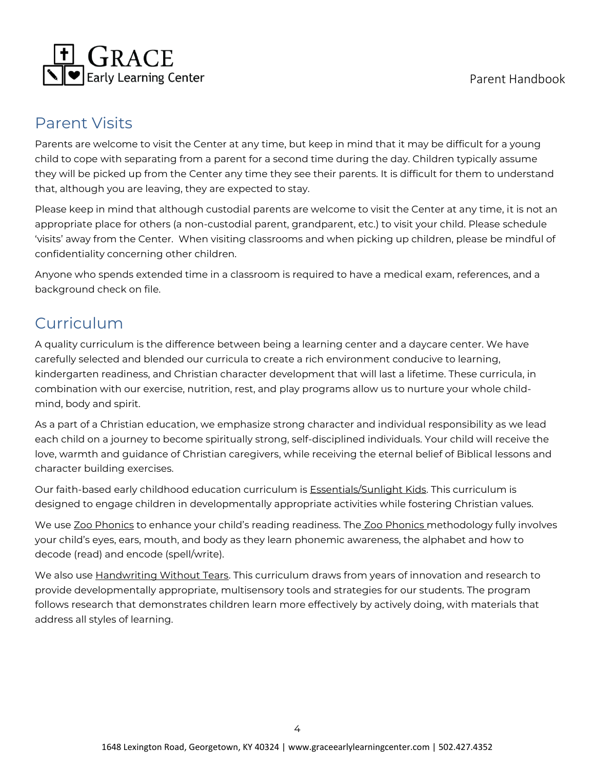## Parent Visits

Parents are welcome to visit the Center at any time, but keep in mind that it may be difficult for a young child to cope with separating from a parent for a second time during the day. Children typically assume they will be picked up from the Center any time they see their parents. It is difficult for them to understand that, although you are leaving, they are expected to stay.

Please keep in mind that although custodial parents are welcome to visit the Center at any time, it is not an appropriate place for others (a non-custodial parent, grandparent, etc.) to visit your child. Please schedule 'visits' away from the Center. When visiting classrooms and when picking up children, please be mindful of confidentiality concerning other children.

Anyone who spends extended time in a classroom is required to have a medical exam, references, and a background check on file.

## Curriculum

A quality curriculum is the difference between being a learning center and a daycare center. We have carefully selected and blended our curricula to create a rich environment conducive to learning, kindergarten readiness, and Christian character development that will last a lifetime. These curricula, in combination with our exercise, nutrition, rest, and play programs allow us to nurture your whole child-mind, body and spirit.

As a part of a Christian education, we emphasize strong character and individual responsibility as we lead each child on a journey to become spiritually strong, self-disciplined individuals. Your child will receive the love, warmth and guidance of Christian caregivers, while receiving the eternal belief of Biblical lessons and character building exercises.

Our faith-based early childhood education curriculum is Essentials/Sunlight Kids. This curriculum is designed to engage children in developmentally appropriate activities while fostering Christian values.

We use Zoo Phonics to enhance your child's reading readiness. The Zoo Phonics methodology fully involves your child's eyes, ears, mouth, and body as they learn phonemic awareness, the alphabet and how to decode (read) and encode (spell/write).

We also use Handwriting Without Tears. This curriculum draws from years of innovation and research to provide developmentally appropriate, multisensory tools and strategies for our students. The program follows research that demonstrates children learn more effectively by actively doing, with materials that address all styles of learning.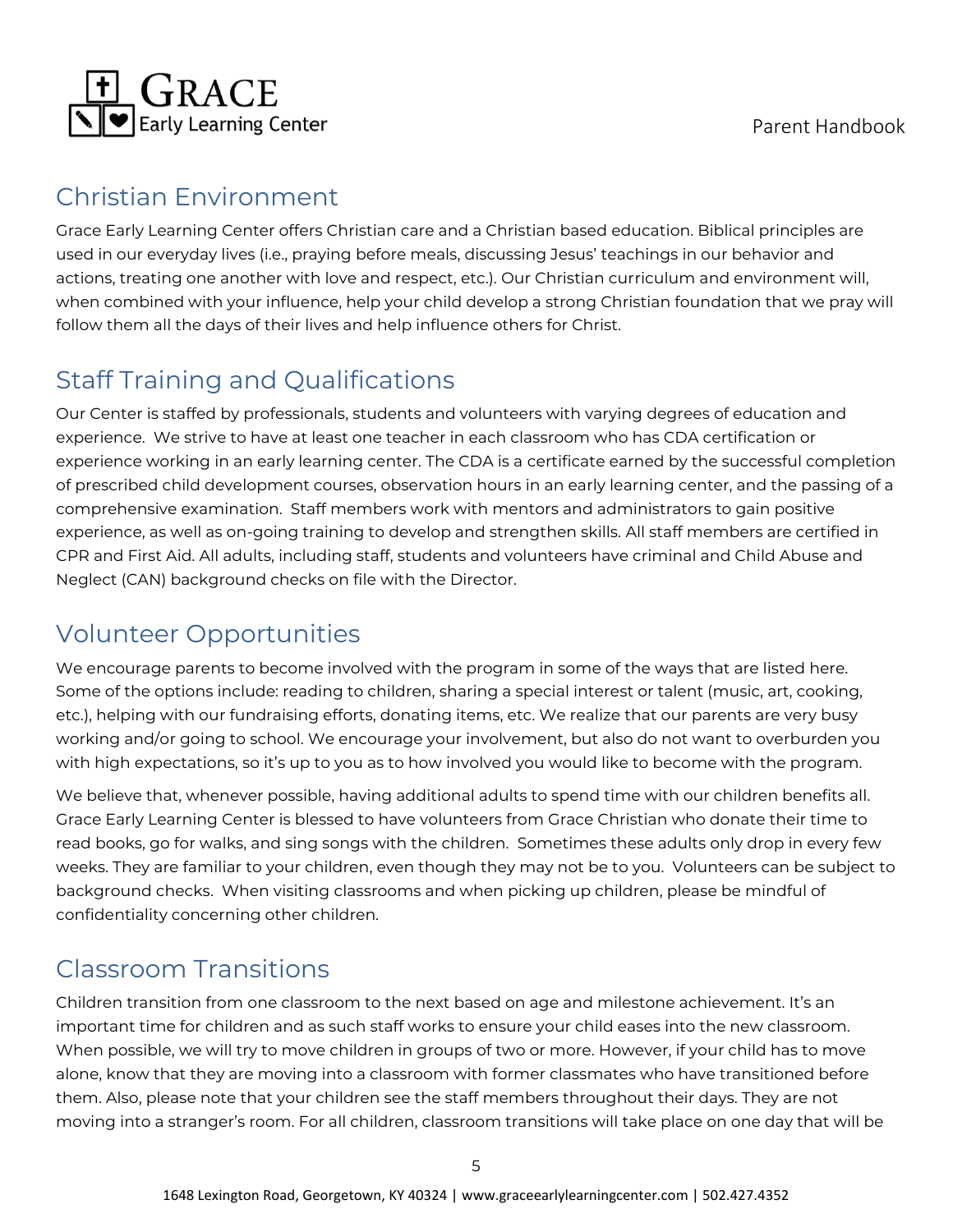## Christian Environment

Grace Early Learning Center offers Christian care and a Christian based education. Biblical principles are used in our everyday lives (i.e., praying before meals, discussing Jesus' teachings in our behavior and actions, treating one another with love and respect, etc.). Our Christian curriculum and environment will, when combined with your influence, help your child develop a strong Christian foundation that we pray will follow them all the days of their lives and help influence others for Christ.

## Staff Training and Qualifications

Our Center is staffed by professionals, students and volunteers with varying degrees of education and experience. We strive to have at least one teacher in each classroom who has CDA certification or experience working in an early learning center. The CDA is a certificate earned by the successful completion of prescribed child development courses, observation hours in an early learning center, and the passing of a comprehensive examination. Staff members work with mentors and administrators to gain positive experience, as well as on-going training to develop and strengthen skills. All staff members are certified in CPR and First Aid. All adults, including staff, students and volunteers have criminal and Child Abuse and Neglect (CAN) background checks on file with the Director.

## Volunteer Opportunities

We encourage parents to become involved with the program in some of the ways that are listed here. Some of the options include: reading to children, sharing a special interest or talent (music, art, cooking, etc.), helping with our fundraising efforts, donating items, etc. We realize that our parents are very busy working and/or going to school. We encourage your involvement, but also do not want to overburden you with high expectations, so it's up to you as to how involved you would like to become with the program.

We believe that, whenever possible, having additional adults to spend time with our children benefits all. Grace Early Learning Center is blessed to have volunteers from Grace Christian who donate their time to read books, go for walks, and sing songs with the children. Sometimes these adults only drop in every few weeks. They are familiar to your children, even though they may not be to you. Volunteers can be subject to background checks. When visiting classrooms and when picking up children, please be mindful of confidentiality concerning other children.

## Classroom Transitions

Children transition from one classroom to the next based on age and milestone achievement. It's an important time for children and as such staff works to ensure your child eases into the new classroom. When possible, we will try to move children in groups of two or more. However, if your child has to move alone, know that they are moving into a classroom with former classmates who have transitioned before them. Also, please note that your children see the staff members throughout their days. They are not moving into a stranger's room. For all children, classroom transitions will take place on one day that will be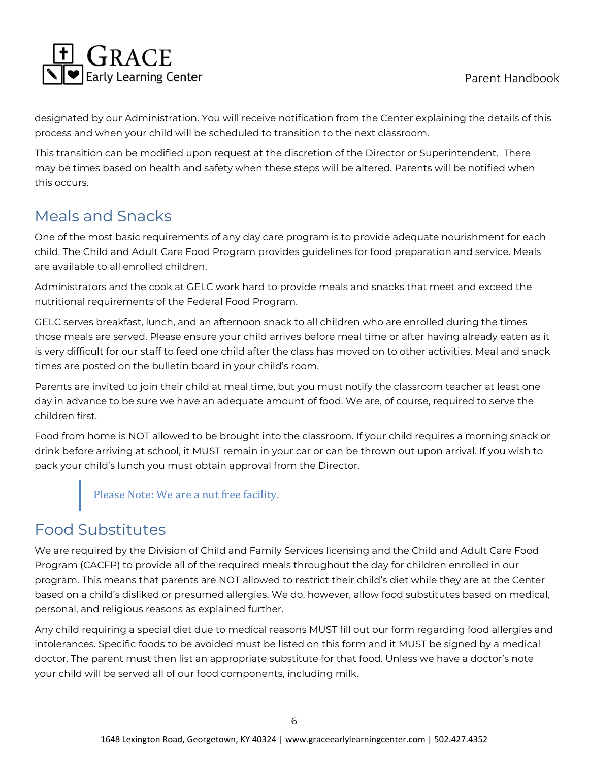designated by our Administration. You will receive notification from the Center explaining the details of this process and when your child will be scheduled to transition to the next classroom.

This transition can be modified upon request at the discretion of the Director or Superintendent. There may be times based on health and safety when these steps will be altered. Parents will be notified when this occurs.

## Meals and Snacks

One of the most basic requirements of any day care program is to provide adequate nourishment for each child. The Child and Adult Care Food Program provides guidelines for food preparation and service. Meals are available to all enrolled children.

Administrators and the cook at GELC work hard to provide meals and snacks that meet and exceed the nutritional requirements of the Federal Food Program.

GELC serves breakfast, lunch, and an afternoon snack to all children who are enrolled during the times those meals are served. Please ensure your child arrives before meal time or after having already eaten as it is very difficult for our staff to feed one child after the class has moved on to other activities. Meal and snack times are posted on the bulletin board in your child's room.

Parents are invited to join their child at meal time, but you must notify the classroom teacher at least one day in advance to be sure we have an adequate amount of food. We are, of course, required to serve the children first.

Food from home is NOT allowed to be brought into the classroom. If your child requires a morning snack or drink before arriving at school, it MUST remain in your car or can be thrown out upon arrival. If you wish to pack your child's lunch you must obtain approval from the Director.

> Please Note: We are a nut free facility.

## Food Substitutes

We are required by the Division of Child and Family Services licensing and the Child and Adult Care Food Program (CACFP) to provide all of the required meals throughout the day for children enrolled in our program. This means that parents are NOT allowed to restrict their child's diet while they are at the Center based on a child's disliked or presumed allergies. We do, however, allow food substitutes based on medical, personal, and religious reasons as explained further.

Any child requiring a special diet due to medical reasons MUST fill out our form regarding food allergies and intolerances. Specific foods to be avoided must be listed on this form and it MUST be signed by a medical doctor. The parent must then list an appropriate substitute for that food. Unless we have a doctor's note your child will be served all of our food components, including milk.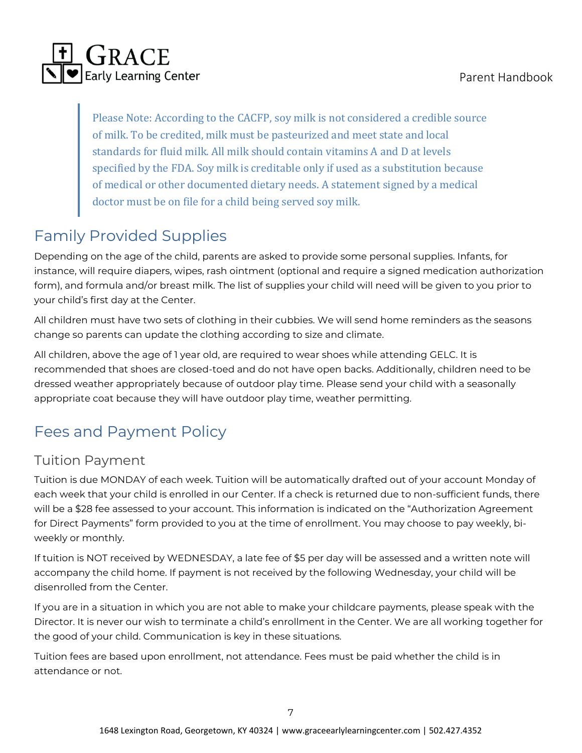> Please Note: According to the CACFP, soy milk is not considered a credible source of milk. To be credited, milk must be pasteurized and meet state and local standards for fluid milk. All milk should contain vitamins A and D at levels specified by the FDA. Soy milk is creditable only if used as a substitution because of medical or other documented dietary needs. A statement signed by a medical doctor must be on file for a child being served soy milk.

## Family Provided Supplies

Depending on the age of the child, parents are asked to provide some personal supplies. Infants, for instance, will require diapers, wipes, rash ointment (optional and require a signed medication authorization form), and formula and/or breast milk. The list of supplies your child will need will be given to you prior to your child's first day at the Center.

All children must have two sets of clothing in their cubbies. We will send home reminders as the seasons change so parents can update the clothing according to size and climate.

All children, above the age of 1 year old, are required to wear shoes while attending GELC. It is recommended that shoes are closed-toed and do not have open backs. Additionally, children need to be dressed weather appropriately because of outdoor play time. Please send your child with a seasonally appropriate coat because they will have outdoor play time, weather permitting.

## Fees and Payment Policy

### Tuition Payment

Tuition is due MONDAY of each week. Tuition will be automatically drafted out of your account Monday of each week that your child is enrolled in our Center. If a check is returned due to non-sufficient funds, there will be a $28 fee assessed to your account. This information is indicated on the "Authorization Agreement for Direct Payments" form provided to you at the time of enrollment. You may choose to pay weekly, bi-weekly or monthly.

If tuition is NOT received by WEDNESDAY, a late fee of $5 per day will be assessed and a written note will accompany the child home. If payment is not received by the following Wednesday, your child will be disenrolled from the Center.

If you are in a situation in which you are not able to make your childcare payments, please speak with the Director. It is never our wish to terminate a child's enrollment in the Center. We are all working together for the good of your child. Communication is key in these situations.

Tuition fees are based upon enrollment, not attendance. Fees must be paid whether the child is in attendance or not.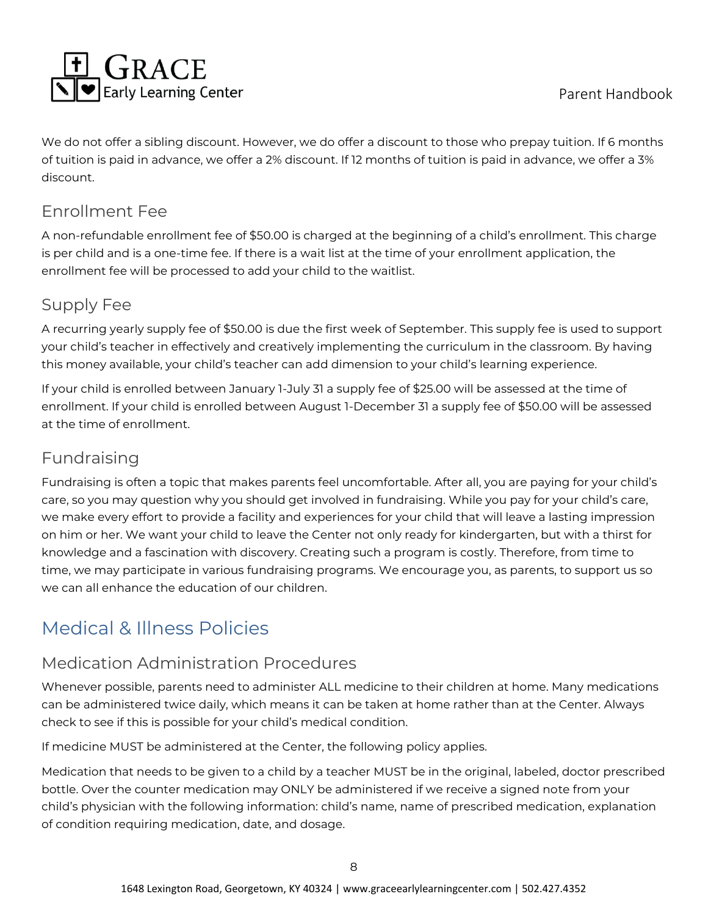We do not offer a sibling discount. However, we do offer a discount to those who prepay tuition. If 6 months of tuition is paid in advance, we offer a 2% discount. If 12 months of tuition is paid in advance, we offer a 3% discount.

### Enrollment Fee

A non-refundable enrollment fee of $50.00 is charged at the beginning of a child's enrollment. This charge is per child and is a one-time fee. If there is a wait list at the time of your enrollment application, the enrollment fee will be processed to add your child to the waitlist.

### Supply Fee

A recurring yearly supply fee of $50.00 is due the first week of September. This supply fee is used to support your child's teacher in effectively and creatively implementing the curriculum in the classroom. By having this money available, your child's teacher can add dimension to your child's learning experience.

If your child is enrolled between January 1-July 31 a supply fee of $25.00 will be assessed at the time of enrollment. If your child is enrolled between August 1-December 31 a supply fee of $50.00 will be assessed at the time of enrollment.

### Fundraising

Fundraising is often a topic that makes parents feel uncomfortable. After all, you are paying for your child's care, so you may question why you should get involved in fundraising. While you pay for your child's care, we make every effort to provide a facility and experiences for your child that will leave a lasting impression on him or her. We want your child to leave the Center not only ready for kindergarten, but with a thirst for knowledge and a fascination with discovery. Creating such a program is costly. Therefore, from time to time, we may participate in various fundraising programs. We encourage you, as parents, to support us so we can all enhance the education of our children.

## Medical & Illness Policies

### Medication Administration Procedures

Whenever possible, parents need to administer ALL medicine to their children at home. Many medications can be administered twice daily, which means it can be taken at home rather than at the Center. Always check to see if this is possible for your child's medical condition.

If medicine MUST be administered at the Center, the following policy applies.

Medication that needs to be given to a child by a teacher MUST be in the original, labeled, doctor prescribed bottle. Over the counter medication may ONLY be administered if we receive a signed note from your child's physician with the following information: child's name, name of prescribed medication, explanation of condition requiring medication, date, and dosage.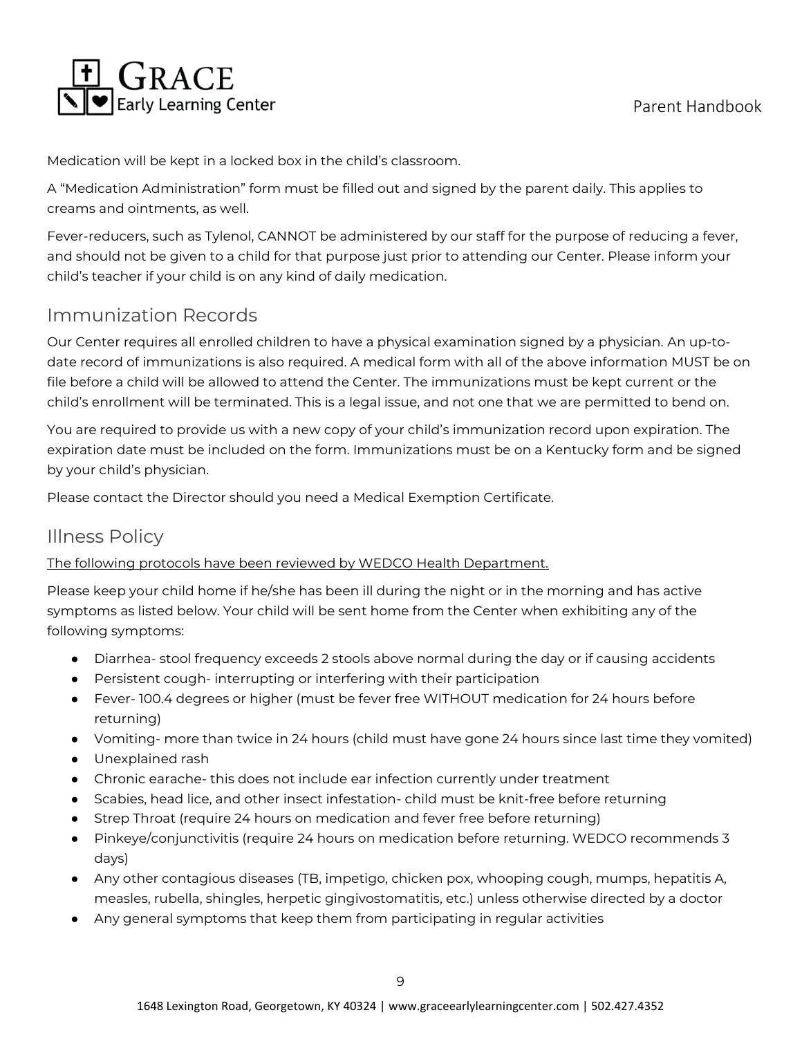Medication will be kept in a locked box in the child's classroom.

A "Medication Administration" form must be filled out and signed by the parent daily. This applies to creams and ointments, as well.

Fever-reducers, such as Tylenol, CANNOT be administered by our staff for the purpose of reducing a fever, and should not be given to a child for that purpose just prior to attending our Center. Please inform your child's teacher if your child is on any kind of daily medication.

## Immunization Records

Our Center requires all enrolled children to have a physical examination signed by a physician. An up-to-date record of immunizations is also required. A medical form with all of the above information MUST be on file before a child will be allowed to attend the Center. The immunizations must be kept current or the child's enrollment will be terminated. This is a legal issue, and not one that we are permitted to bend on.

You are required to provide us with a new copy of your child's immunization record upon expiration. The expiration date must be included on the form. Immunizations must be on a Kentucky form and be signed by your child's physician.

Please contact the Director should you need a Medical Exemption Certificate.

## Illness Policy

<u>The following protocols have been reviewed by WEDCO Health Department.</u>

Please keep your child home if he/she has been ill during the night or in the morning and has active symptoms as listed below. Your child will be sent home from the Center when exhibiting any of the following symptoms:

- Diarrhea- stool frequency exceeds 2 stools above normal during the day or if causing accidents
- Persistent cough- interrupting or interfering with their participation
- Fever- 100.4 degrees or higher (must be fever free WITHOUT medication for 24 hours before returning)
- Vomiting- more than twice in 24 hours (child must have gone 24 hours since last time they vomited)
- Unexplained rash
- Chronic earache- this does not include ear infection currently under treatment
- Scabies, head lice, and other insect infestation- child must be knit-free before returning
- Strep Throat (require 24 hours on medication and fever free before returning)
- Pinkeye/conjunctivitis (require 24 hours on medication before returning. WEDCO recommends 3 days)
- Any other contagious diseases (TB, impetigo, chicken pox, whooping cough, mumps, hepatitis A, measles, rubella, shingles, herpetic gingivostomatitis, etc.) unless otherwise directed by a doctor
- Any general symptoms that keep them from participating in regular activities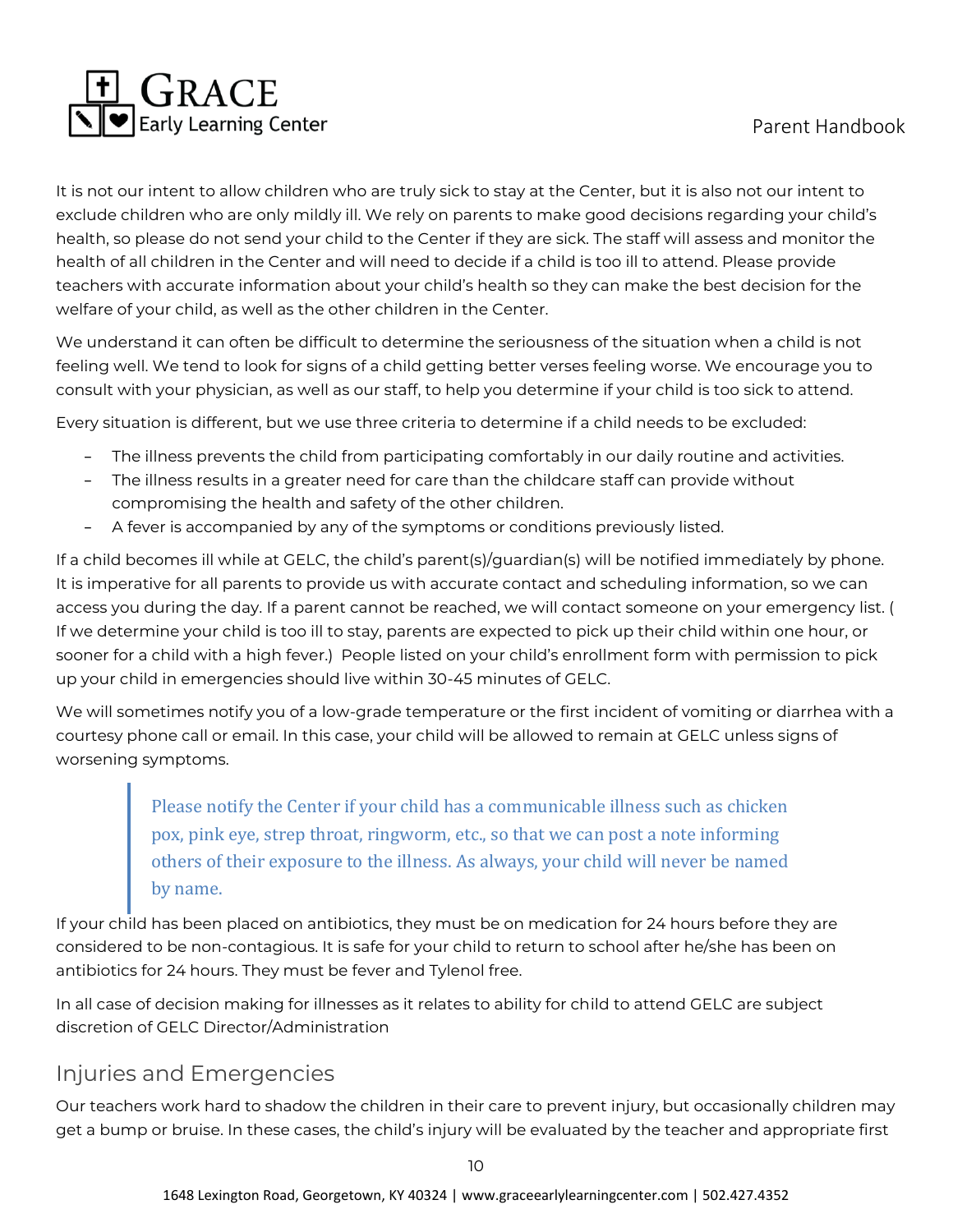It is not our intent to allow children who are truly sick to stay at the Center, but it is also not our intent to exclude children who are only mildly ill. We rely on parents to make good decisions regarding your child's health, so please do not send your child to the Center if they are sick. The staff will assess and monitor the health of all children in the Center and will need to decide if a child is too ill to attend. Please provide teachers with accurate information about your child's health so they can make the best decision for the welfare of your child, as well as the other children in the Center.

We understand it can often be difficult to determine the seriousness of the situation when a child is not feeling well. We tend to look for signs of a child getting better verses feeling worse. We encourage you to consult with your physician, as well as our staff, to help you determine if your child is too sick to attend.

Every situation is different, but we use three criteria to determine if a child needs to be excluded:

- The illness prevents the child from participating comfortably in our daily routine and activities.
- The illness results in a greater need for care than the childcare staff can provide without compromising the health and safety of the other children.
- A fever is accompanied by any of the symptoms or conditions previously listed.

If a child becomes ill while at GELC, the child's parent(s)/guardian(s) will be notified immediately by phone. It is imperative for all parents to provide us with accurate contact and scheduling information, so we can access you during the day. If a parent cannot be reached, we will contact someone on your emergency list. ( If we determine your child is too ill to stay, parents are expected to pick up their child within one hour, or sooner for a child with a high fever.) People listed on your child's enrollment form with permission to pick up your child in emergencies should live within 30-45 minutes of GELC.

We will sometimes notify you of a low-grade temperature or the first incident of vomiting or diarrhea with a courtesy phone call or email. In this case, your child will be allowed to remain at GELC unless signs of worsening symptoms.

> Please notify the Center if your child has a communicable illness such as chicken pox, pink eye, strep throat, ringworm, etc., so that we can post a note informing others of their exposure to the illness. As always, your child will never be named by name.

If your child has been placed on antibiotics, they must be on medication for 24 hours before they are considered to be non-contagious. It is safe for your child to return to school after he/she has been on antibiotics for 24 hours. They must be fever and Tylenol free.

In all case of decision making for illnesses as it relates to ability for child to attend GELC are subject discretion of GELC Director/Administration

## Injuries and Emergencies

Our teachers work hard to shadow the children in their care to prevent injury, but occasionally children may get a bump or bruise. In these cases, the child's injury will be evaluated by the teacher and appropriate first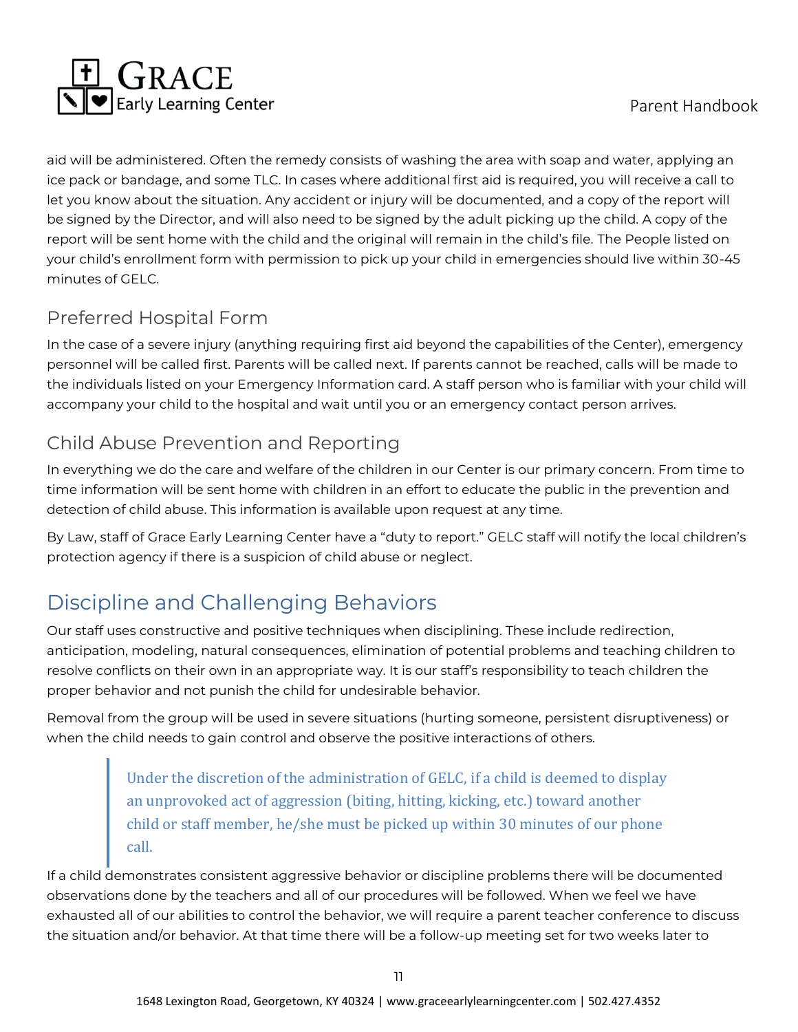aid will be administered. Often the remedy consists of washing the area with soap and water, applying an ice pack or bandage, and some TLC. In cases where additional first aid is required, you will receive a call to let you know about the situation. Any accident or injury will be documented, and a copy of the report will be signed by the Director, and will also need to be signed by the adult picking up the child. A copy of the report will be sent home with the child and the original will remain in the child's file. The People listed on your child's enrollment form with permission to pick up your child in emergencies should live within 30-45 minutes of GELC.

## Preferred Hospital Form

In the case of a severe injury (anything requiring first aid beyond the capabilities of the Center), emergency personnel will be called first. Parents will be called next. If parents cannot be reached, calls will be made to the individuals listed on your Emergency Information card. A staff person who is familiar with your child will accompany your child to the hospital and wait until you or an emergency contact person arrives.

## Child Abuse Prevention and Reporting

In everything we do the care and welfare of the children in our Center is our primary concern. From time to time information will be sent home with children in an effort to educate the public in the prevention and detection of child abuse. This information is available upon request at any time.

By Law, staff of Grace Early Learning Center have a "duty to report." GELC staff will notify the local children's protection agency if there is a suspicion of child abuse or neglect.

# Discipline and Challenging Behaviors

Our staff uses constructive and positive techniques when disciplining. These include redirection, anticipation, modeling, natural consequences, elimination of potential problems and teaching children to resolve conflicts on their own in an appropriate way. It is our staff's responsibility to teach children the proper behavior and not punish the child for undesirable behavior.

Removal from the group will be used in severe situations (hurting someone, persistent disruptiveness) or when the child needs to gain control and observe the positive interactions of others.

> Under the discretion of the administration of GELC, if a child is deemed to display an unprovoked act of aggression (biting, hitting, kicking, etc.) toward another child or staff member, he/she must be picked up within 30 minutes of our phone call.

If a child demonstrates consistent aggressive behavior or discipline problems there will be documented observations done by the teachers and all of our procedures will be followed. When we feel we have exhausted all of our abilities to control the behavior, we will require a parent teacher conference to discuss the situation and/or behavior. At that time there will be a follow-up meeting set for two weeks later to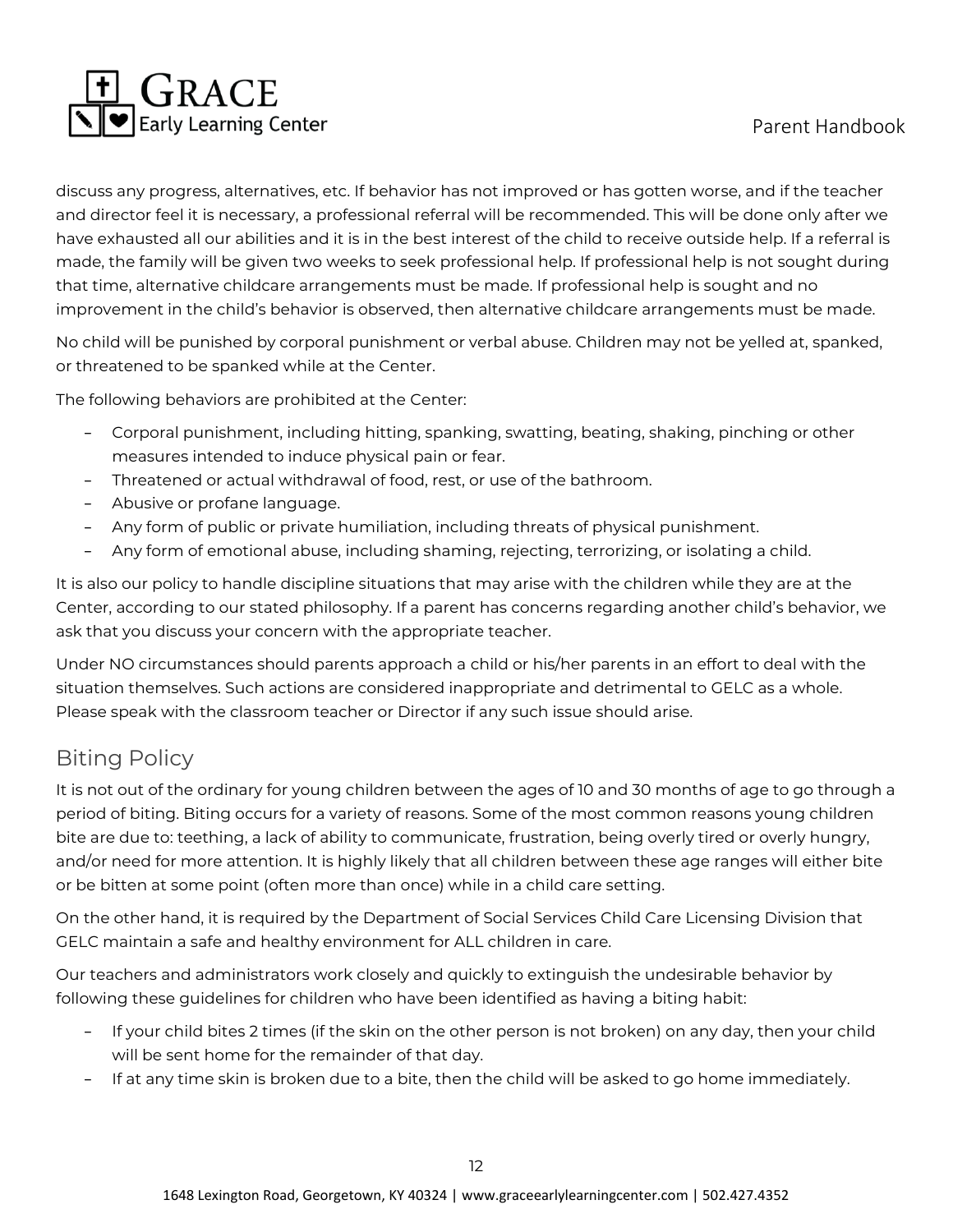discuss any progress, alternatives, etc. If behavior has not improved or has gotten worse, and if the teacher and director feel it is necessary, a professional referral will be recommended. This will be done only after we have exhausted all our abilities and it is in the best interest of the child to receive outside help. If a referral is made, the family will be given two weeks to seek professional help. If professional help is not sought during that time, alternative childcare arrangements must be made. If professional help is sought and no improvement in the child's behavior is observed, then alternative childcare arrangements must be made.

No child will be punished by corporal punishment or verbal abuse. Children may not be yelled at, spanked, or threatened to be spanked while at the Center.

The following behaviors are prohibited at the Center:

- Corporal punishment, including hitting, spanking, swatting, beating, shaking, pinching or other measures intended to induce physical pain or fear.
- Threatened or actual withdrawal of food, rest, or use of the bathroom.
- Abusive or profane language.
- Any form of public or private humiliation, including threats of physical punishment.
- Any form of emotional abuse, including shaming, rejecting, terrorizing, or isolating a child.

It is also our policy to handle discipline situations that may arise with the children while they are at the Center, according to our stated philosophy. If a parent has concerns regarding another child's behavior, we ask that you discuss your concern with the appropriate teacher.

Under NO circumstances should parents approach a child or his/her parents in an effort to deal with the situation themselves. Such actions are considered inappropriate and detrimental to GELC as a whole. Please speak with the classroom teacher or Director if any such issue should arise.

## Biting Policy

It is not out of the ordinary for young children between the ages of 10 and 30 months of age to go through a period of biting. Biting occurs for a variety of reasons. Some of the most common reasons young children bite are due to: teething, a lack of ability to communicate, frustration, being overly tired or overly hungry, and/or need for more attention. It is highly likely that all children between these age ranges will either bite or be bitten at some point (often more than once) while in a child care setting.

On the other hand, it is required by the Department of Social Services Child Care Licensing Division that GELC maintain a safe and healthy environment for ALL children in care.

Our teachers and administrators work closely and quickly to extinguish the undesirable behavior by following these guidelines for children who have been identified as having a biting habit:

- If your child bites 2 times (if the skin on the other person is not broken) on any day, then your child will be sent home for the remainder of that day.
- If at any time skin is broken due to a bite, then the child will be asked to go home immediately.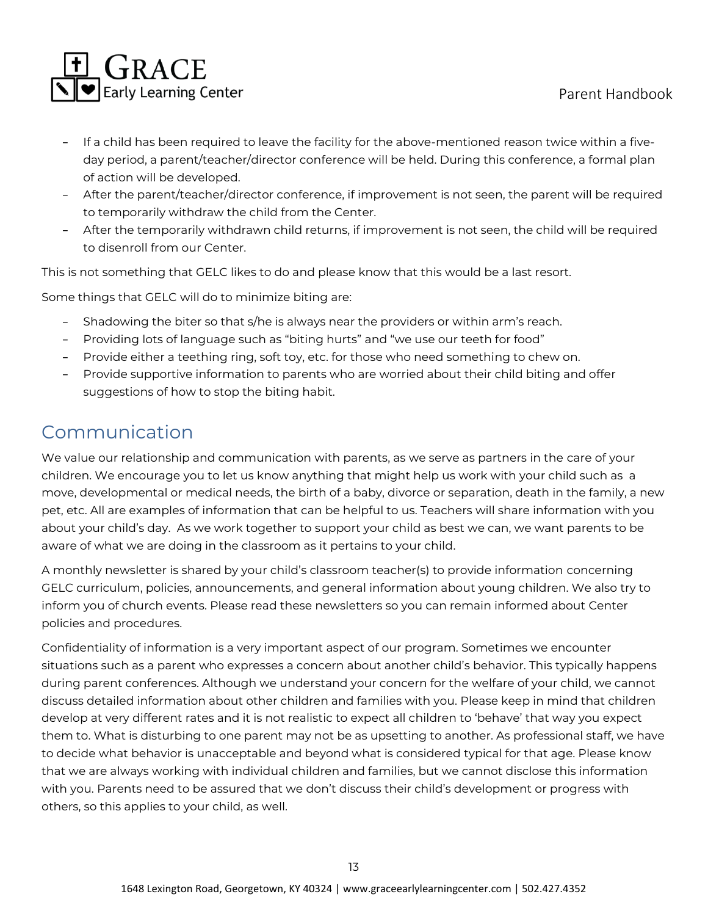- If a child has been required to leave the facility for the above-mentioned reason twice within a five-day period, a parent/teacher/director conference will be held. During this conference, a formal plan of action will be developed.
- After the parent/teacher/director conference, if improvement is not seen, the parent will be required to temporarily withdraw the child from the Center.
- After the temporarily withdrawn child returns, if improvement is not seen, the child will be required to disenroll from our Center.

This is not something that GELC likes to do and please know that this would be a last resort.

Some things that GELC will do to minimize biting are:

- Shadowing the biter so that s/he is always near the providers or within arm's reach.
- Providing lots of language such as "biting hurts" and "we use our teeth for food"
- Provide either a teething ring, soft toy, etc. for those who need something to chew on.
- Provide supportive information to parents who are worried about their child biting and offer suggestions of how to stop the biting habit.

## Communication

We value our relationship and communication with parents, as we serve as partners in the care of your children. We encourage you to let us know anything that might help us work with your child such as a move, developmental or medical needs, the birth of a baby, divorce or separation, death in the family, a new pet, etc. All are examples of information that can be helpful to us. Teachers will share information with you about your child's day. As we work together to support your child as best we can, we want parents to be aware of what we are doing in the classroom as it pertains to your child.

A monthly newsletter is shared by your child's classroom teacher(s) to provide information concerning GELC curriculum, policies, announcements, and general information about young children. We also try to inform you of church events. Please read these newsletters so you can remain informed about Center policies and procedures.

Confidentiality of information is a very important aspect of our program. Sometimes we encounter situations such as a parent who expresses a concern about another child's behavior. This typically happens during parent conferences. Although we understand your concern for the welfare of your child, we cannot discuss detailed information about other children and families with you. Please keep in mind that children develop at very different rates and it is not realistic to expect all children to 'behave' that way you expect them to. What is disturbing to one parent may not be as upsetting to another. As professional staff, we have to decide what behavior is unacceptable and beyond what is considered typical for that age. Please know that we are always working with individual children and families, but we cannot disclose this information with you. Parents need to be assured that we don't discuss their child's development or progress with others, so this applies to your child, as well.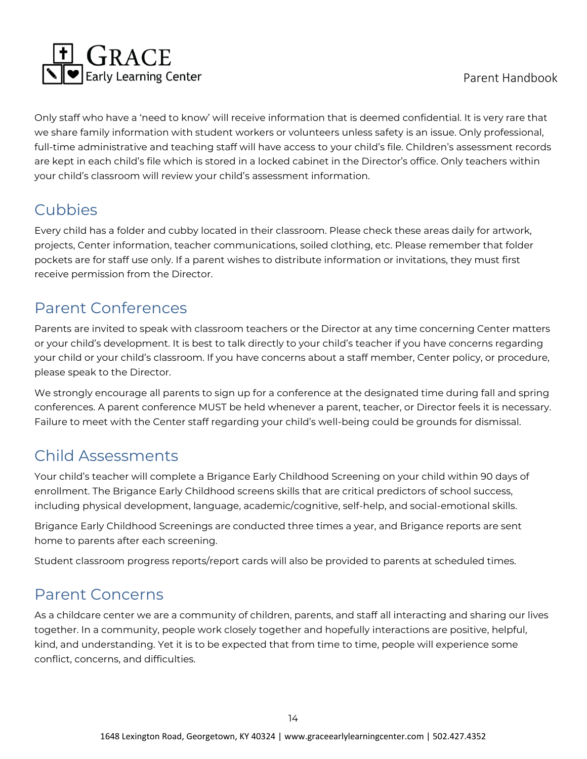Only staff who have a 'need to know' will receive information that is deemed confidential. It is very rare that we share family information with student workers or volunteers unless safety is an issue. Only professional, full-time administrative and teaching staff will have access to your child's file. Children's assessment records are kept in each child's file which is stored in a locked cabinet in the Director's office. Only teachers within your child's classroom will review your child's assessment information.

## Cubbies

Every child has a folder and cubby located in their classroom. Please check these areas daily for artwork, projects, Center information, teacher communications, soiled clothing, etc. Please remember that folder pockets are for staff use only. If a parent wishes to distribute information or invitations, they must first receive permission from the Director.

## Parent Conferences

Parents are invited to speak with classroom teachers or the Director at any time concerning Center matters or your child's development. It is best to talk directly to your child's teacher if you have concerns regarding your child or your child's classroom. If you have concerns about a staff member, Center policy, or procedure, please speak to the Director.

We strongly encourage all parents to sign up for a conference at the designated time during fall and spring conferences. A parent conference MUST be held whenever a parent, teacher, or Director feels it is necessary. Failure to meet with the Center staff regarding your child's well-being could be grounds for dismissal.

## Child Assessments

Your child's teacher will complete a Brigance Early Childhood Screening on your child within 90 days of enrollment. The Brigance Early Childhood screens skills that are critical predictors of school success, including physical development, language, academic/cognitive, self-help, and social-emotional skills.

Brigance Early Childhood Screenings are conducted three times a year, and Brigance reports are sent home to parents after each screening.

Student classroom progress reports/report cards will also be provided to parents at scheduled times.

## Parent Concerns

As a childcare center we are a community of children, parents, and staff all interacting and sharing our lives together. In a community, people work closely together and hopefully interactions are positive, helpful, kind, and understanding. Yet it is to be expected that from time to time, people will experience some conflict, concerns, and difficulties.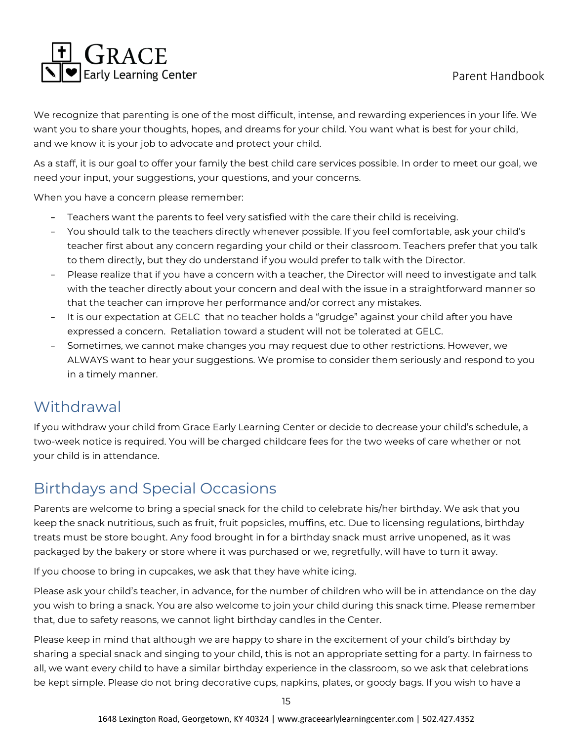We recognize that parenting is one of the most difficult, intense, and rewarding experiences in your life. We want you to share your thoughts, hopes, and dreams for your child. You want what is best for your child, and we know it is your job to advocate and protect your child.

As a staff, it is our goal to offer your family the best child care services possible. In order to meet our goal, we need your input, your suggestions, your questions, and your concerns.

When you have a concern please remember:

- Teachers want the parents to feel very satisfied with the care their child is receiving.
- You should talk to the teachers directly whenever possible. If you feel comfortable, ask your child's teacher first about any concern regarding your child or their classroom. Teachers prefer that you talk to them directly, but they do understand if you would prefer to talk with the Director.
- Please realize that if you have a concern with a teacher, the Director will need to investigate and talk with the teacher directly about your concern and deal with the issue in a straightforward manner so that the teacher can improve her performance and/or correct any mistakes.
- It is our expectation at GELC that no teacher holds a "grudge" against your child after you have expressed a concern. Retaliation toward a student will not be tolerated at GELC.
- Sometimes, we cannot make changes you may request due to other restrictions. However, we ALWAYS want to hear your suggestions. We promise to consider them seriously and respond to you in a timely manner.

## Withdrawal

If you withdraw your child from Grace Early Learning Center or decide to decrease your child's schedule, a two-week notice is required. You will be charged childcare fees for the two weeks of care whether or not your child is in attendance.

## Birthdays and Special Occasions

Parents are welcome to bring a special snack for the child to celebrate his/her birthday. We ask that you keep the snack nutritious, such as fruit, fruit popsicles, muffins, etc. Due to licensing regulations, birthday treats must be store bought. Any food brought in for a birthday snack must arrive unopened, as it was packaged by the bakery or store where it was purchased or we, regretfully, will have to turn it away.

If you choose to bring in cupcakes, we ask that they have white icing.

Please ask your child's teacher, in advance, for the number of children who will be in attendance on the day you wish to bring a snack. You are also welcome to join your child during this snack time. Please remember that, due to safety reasons, we cannot light birthday candles in the Center.

Please keep in mind that although we are happy to share in the excitement of your child's birthday by sharing a special snack and singing to your child, this is not an appropriate setting for a party. In fairness to all, we want every child to have a similar birthday experience in the classroom, so we ask that celebrations be kept simple. Please do not bring decorative cups, napkins, plates, or goody bags. If you wish to have a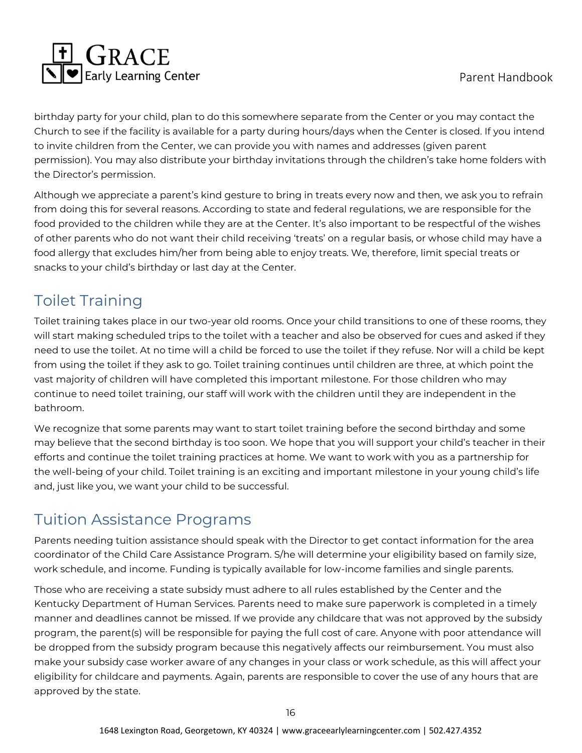birthday party for your child, plan to do this somewhere separate from the Center or you may contact the Church to see if the facility is available for a party during hours/days when the Center is closed. If you intend to invite children from the Center, we can provide you with names and addresses (given parent permission). You may also distribute your birthday invitations through the children's take home folders with the Director's permission.

Although we appreciate a parent's kind gesture to bring in treats every now and then, we ask you to refrain from doing this for several reasons. According to state and federal regulations, we are responsible for the food provided to the children while they are at the Center. It's also important to be respectful of the wishes of other parents who do not want their child receiving 'treats' on a regular basis, or whose child may have a food allergy that excludes him/her from being able to enjoy treats. We, therefore, limit special treats or snacks to your child's birthday or last day at the Center.

## Toilet Training

Toilet training takes place in our two-year old rooms. Once your child transitions to one of these rooms, they will start making scheduled trips to the toilet with a teacher and also be observed for cues and asked if they need to use the toilet. At no time will a child be forced to use the toilet if they refuse. Nor will a child be kept from using the toilet if they ask to go. Toilet training continues until children are three, at which point the vast majority of children will have completed this important milestone. For those children who may continue to need toilet training, our staff will work with the children until they are independent in the bathroom.

We recognize that some parents may want to start toilet training before the second birthday and some may believe that the second birthday is too soon. We hope that you will support your child's teacher in their efforts and continue the toilet training practices at home. We want to work with you as a partnership for the well-being of your child. Toilet training is an exciting and important milestone in your young child's life and, just like you, we want your child to be successful.

## Tuition Assistance Programs

Parents needing tuition assistance should speak with the Director to get contact information for the area coordinator of the Child Care Assistance Program. S/he will determine your eligibility based on family size, work schedule, and income. Funding is typically available for low-income families and single parents.

Those who are receiving a state subsidy must adhere to all rules established by the Center and the Kentucky Department of Human Services. Parents need to make sure paperwork is completed in a timely manner and deadlines cannot be missed. If we provide any childcare that was not approved by the subsidy program, the parent(s) will be responsible for paying the full cost of care. Anyone with poor attendance will be dropped from the subsidy program because this negatively affects our reimbursement. You must also make your subsidy case worker aware of any changes in your class or work schedule, as this will affect your eligibility for childcare and payments. Again, parents are responsible to cover the use of any hours that are approved by the state.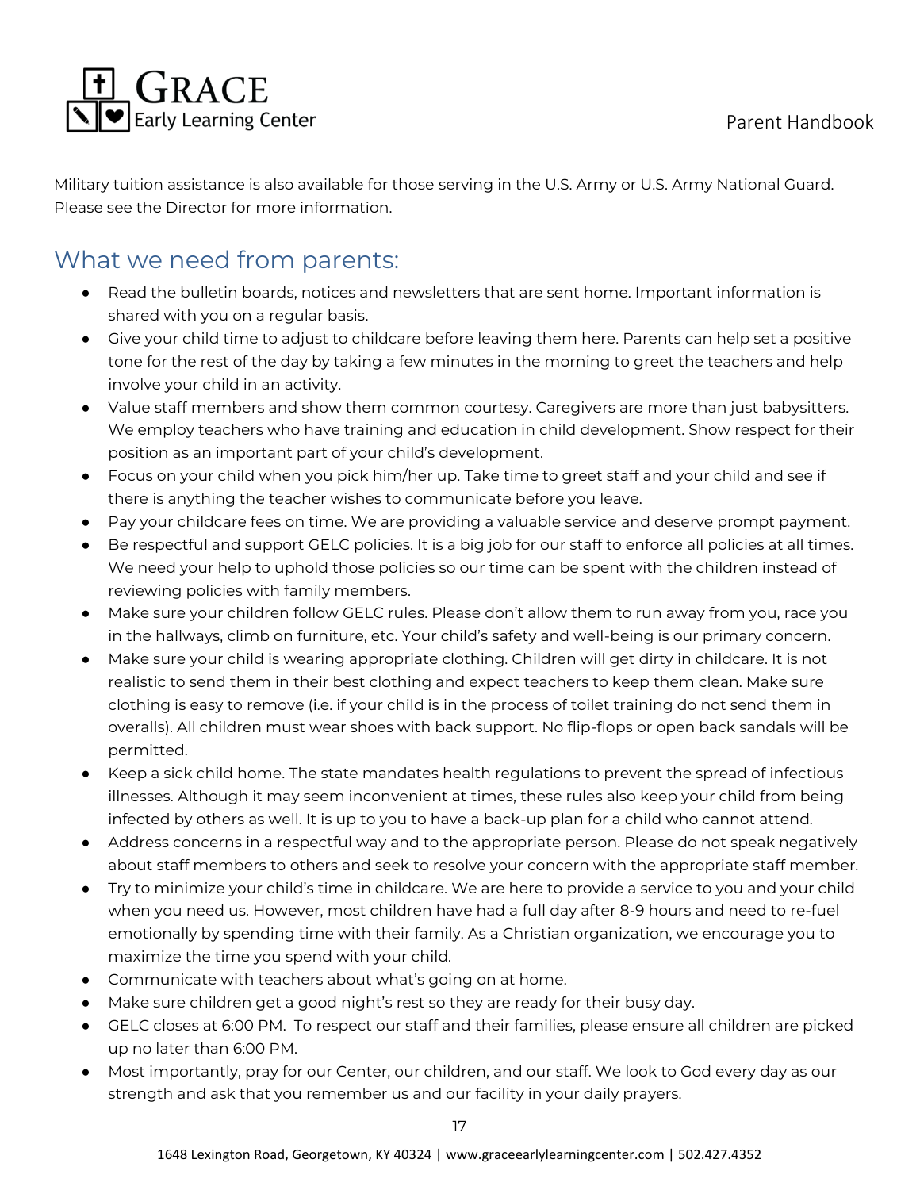Military tuition assistance is also available for those serving in the U.S. Army or U.S. Army National Guard. Please see the Director for more information.

## What we need from parents:

- Read the bulletin boards, notices and newsletters that are sent home. Important information is shared with you on a regular basis.
- Give your child time to adjust to childcare before leaving them here. Parents can help set a positive tone for the rest of the day by taking a few minutes in the morning to greet the teachers and help involve your child in an activity.
- Value staff members and show them common courtesy. Caregivers are more than just babysitters. We employ teachers who have training and education in child development. Show respect for their position as an important part of your child's development.
- Focus on your child when you pick him/her up. Take time to greet staff and your child and see if there is anything the teacher wishes to communicate before you leave.
- Pay your childcare fees on time. We are providing a valuable service and deserve prompt payment.
- Be respectful and support GELC policies. It is a big job for our staff to enforce all policies at all times. We need your help to uphold those policies so our time can be spent with the children instead of reviewing policies with family members.
- Make sure your children follow GELC rules. Please don't allow them to run away from you, race you in the hallways, climb on furniture, etc. Your child's safety and well-being is our primary concern.
- Make sure your child is wearing appropriate clothing. Children will get dirty in childcare. It is not realistic to send them in their best clothing and expect teachers to keep them clean. Make sure clothing is easy to remove (i.e. if your child is in the process of toilet training do not send them in overalls). All children must wear shoes with back support. No flip-flops or open back sandals will be permitted.
- Keep a sick child home. The state mandates health regulations to prevent the spread of infectious illnesses. Although it may seem inconvenient at times, these rules also keep your child from being infected by others as well. It is up to you to have a back-up plan for a child who cannot attend.
- Address concerns in a respectful way and to the appropriate person. Please do not speak negatively about staff members to others and seek to resolve your concern with the appropriate staff member.
- Try to minimize your child's time in childcare. We are here to provide a service to you and your child when you need us. However, most children have had a full day after 8-9 hours and need to re-fuel emotionally by spending time with their family. As a Christian organization, we encourage you to maximize the time you spend with your child.
- Communicate with teachers about what's going on at home.
- Make sure children get a good night's rest so they are ready for their busy day.
- GELC closes at 6:00 PM. To respect our staff and their families, please ensure all children are picked up no later than 6:00 PM.
- Most importantly, pray for our Center, our children, and our staff. We look to God every day as our strength and ask that you remember us and our facility in your daily prayers.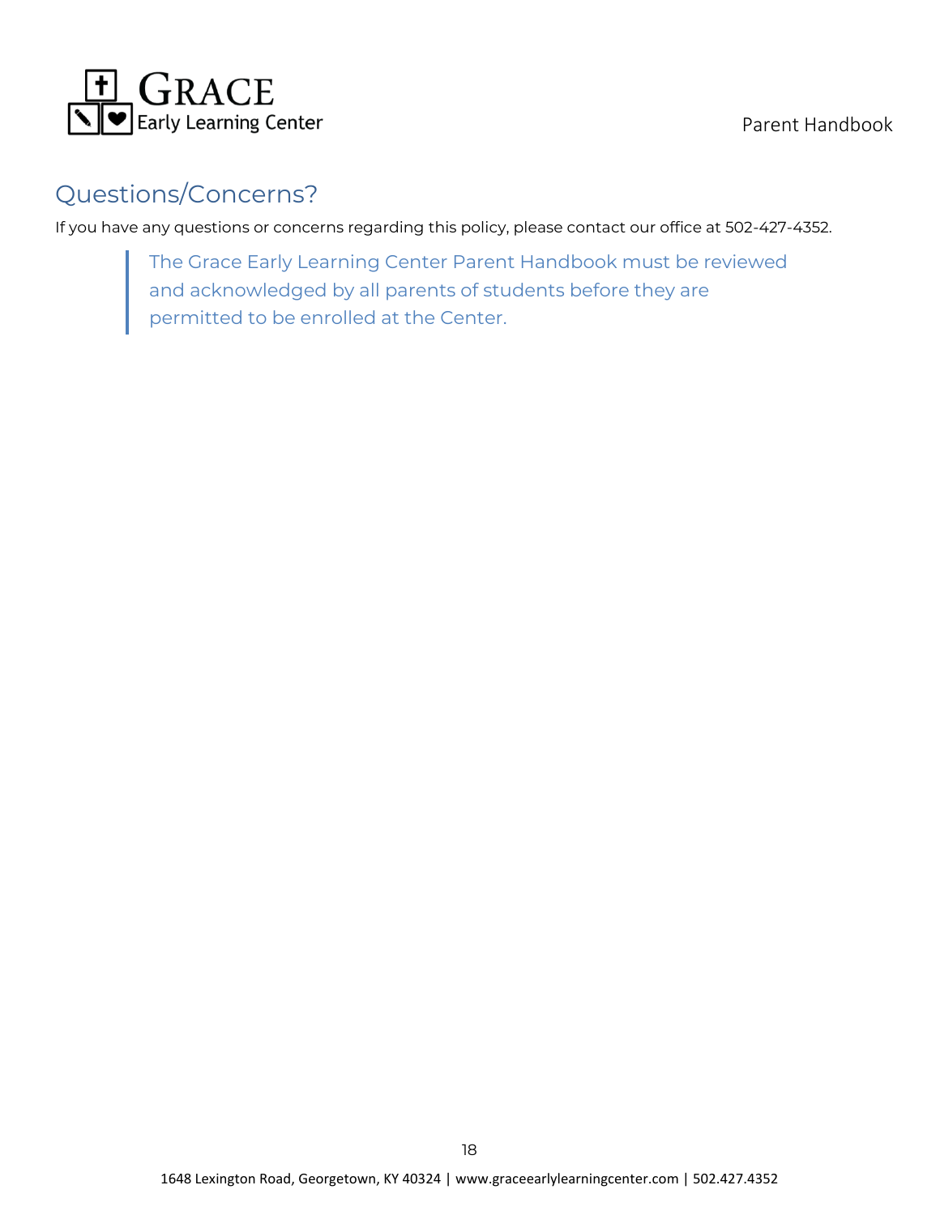## Questions/Concerns?

If you have any questions or concerns regarding this policy, please contact our office at 502-427-4352.

> The Grace Early Learning Center Parent Handbook must be reviewed and acknowledged by all parents of students before they are permitted to be enrolled at the Center.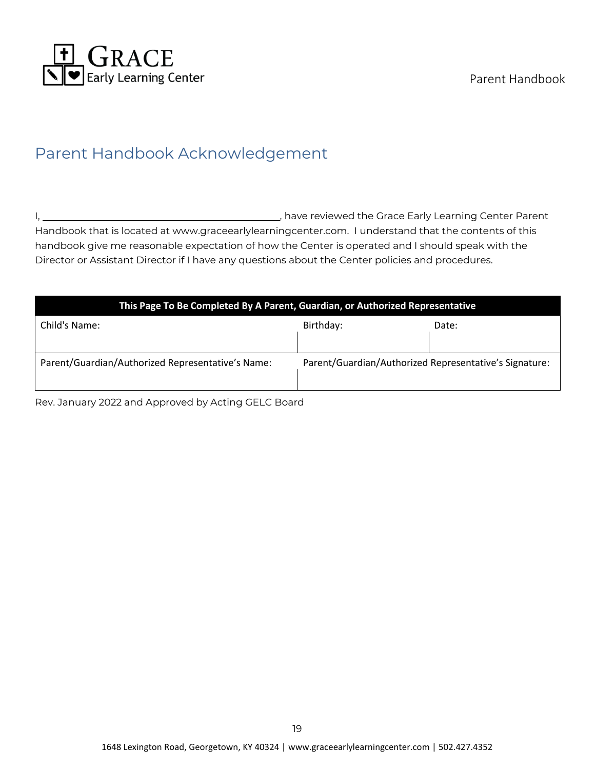# Parent Handbook Acknowledgement

I, ______________________________________, have reviewed the Grace Early Learning Center Parent Handbook that is located at www.graceearlylearningcenter.com. I understand that the contents of this handbook give me reasonable expectation of how the Center is operated and I should speak with the Director or Assistant Director if I have any questions about the Center policies and procedures.

| This Page To Be Completed By A Parent, Guardian, or Authorized Representative | | |
|---|---|---|
| Child's Name: | Birthday: | Date: |
| Parent/Guardian/Authorized Representative's Name: | Parent/Guardian/Authorized Representative's Signature: | |

Rev. January 2022 and Approved by Acting GELC Board

1648 Lexington Road, Georgetown, KY 40324 | www.graceearlylearningcenter.com | 502.427.4352